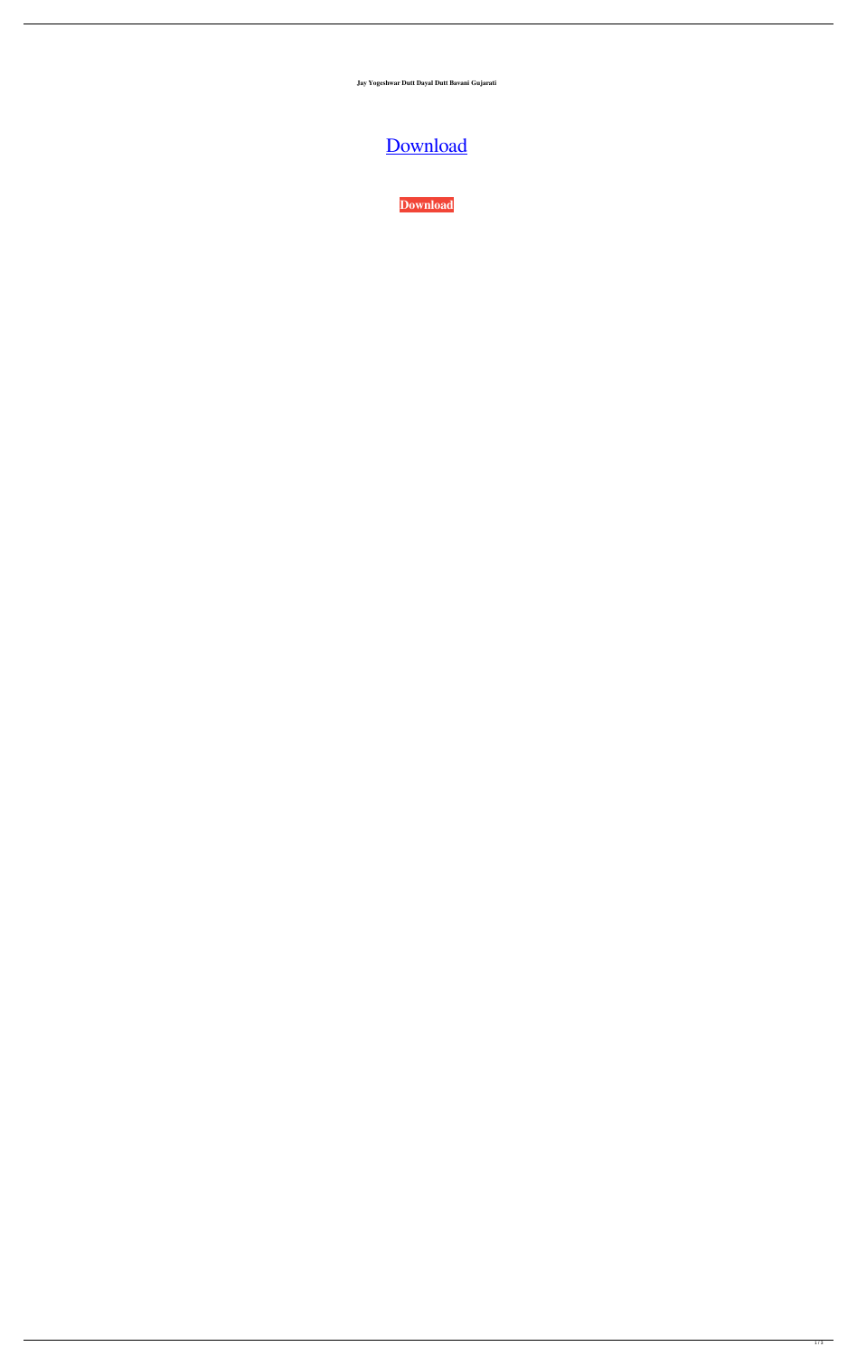**Jay Yogeshwar Dutt Dayal Dutt Bavani Gujarati**

[Download](#)

**Download**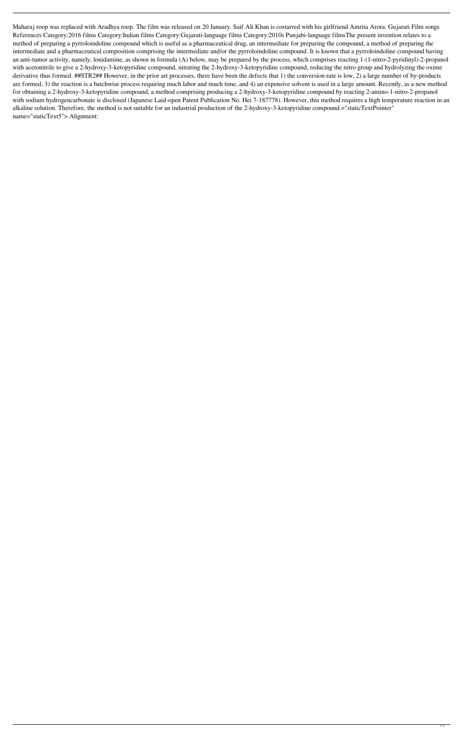Maharaj roop was replaced with Aradhya roop. The film was released on 20 January. Saif Ali Khan is costarred with his girlfriend Amrita Arora. Gujarati Film songs References Category:2016 films Category:Indian films Category:Gujarati-language films Category:2010s Punjabi-language filmsThe present invention relates to a method of preparing a pyrroloindoline compound which is useful as a pharmaceutical drug, an intermediate for preparing the compound, a method of preparing the intermediate and a pharmaceutical composition comprising the intermediate and/or the pyrroloindoline compound. It is known that a pyrroloindoline compound having an anti-tumor activity, namely, lonidamine, as shown in formula (A) below, may be prepared by the process, which comprises reacting 1-(1-nitro-2-pyridinyl)-2-propanol with acetonitrile to give a 2-hydroxy-3-ketopyridine compound, nitrating the 2-hydroxy-3-ketopyridine compound, reducing the nitro group and hydrolyzing the oxime derivative thus formed. ##STR2## However, in the prior art processes, there have been the defects that 1) the conversion rate is low, 2) a large number of by-products are formed, 3) the reaction is a batchwise process requiring much labor and much time, and 4) an expensive solvent is used in a large amount. Recently, as a new method for obtaining a 2-hydroxy-3-ketopyridine compound, a method comprising producing a 2-hydroxy-3-ketopyridine compound by reacting 2-amino-1-nitro-2-propanol with sodium hydrogencarbonate is disclosed (Japanese Laid-open Patent Publication No. Hei 7-187778). However, this method requires a high temperature reaction in an alkaline solution. Therefore, the method is not suitable for an industrial production of the 2-hydroxy-3-ketopyridine compound.="staticTextPointer" name="staticText5"> Alignment: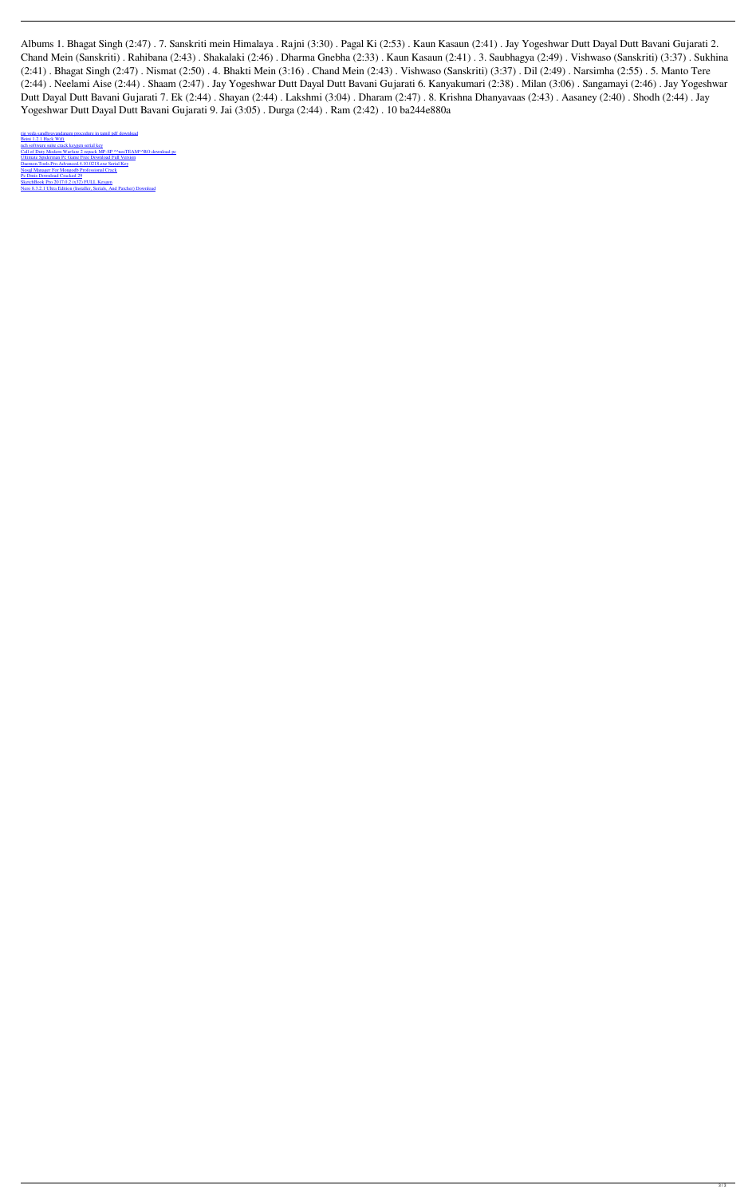Albums 1. Bhagat Singh (2:47) . 7. Sanskriti mein Himalaya . Rajni (3:30) . Pagal Ki (2:53) . Kaun Kasaun (2:41) . Jay Yogeshwar Dutt Dayal Dutt Bavani Gujarati 2. Chand Mein (Sanskriti) . Rahibana (2:43) . Shakalaki (2:46) . Dharma Gnebha (2:33) . Kaun Kasaun (2:41) . 3. Saubhagya (2:49) . Vishwaso (Sanskriti) (3:37) . Sukhina (2:41) . Bhagat Singh (2:47) . Nismat (2:50) . 4. Bhakti Mein (3:16) . Chand Mein (2:43) . Vishwaso (Sanskriti) (3:37) . Dil (2:49) . Narsimha (2:55) . 5. Manto Tere (2:44) . Neelami Aise (2:44) . Shaam (2:47) . Jay Yogeshwar Dutt Dayal Dutt Bavani Gujarati 6. Kanyakumari (2:38) . Milan (3:06) . Sangamayi (2:46) . Jay Yogeshwar Dutt Dayal Dutt Bavani Gujarati 7. Ek (2:44) . Shayan (2:44) . Lakshmi (3:04) . Dharam (2:47) . 8. Krishna Dhanyavaas (2:43) . Aasaney (2:40) . Shodh (2:44) . Jay Yogeshwar Dutt Dayal Dutt Bavani Gujarati 9. Jai (3:05) . Durga (2:44) . Ram (2:42) . 10 ba244e880a

yar veda sandhyavandanam procedure in tamil pdf download
Beini 1.2.1 Hack Wifi
nch software suite crack keygen serial key
Call of Duty Modern Warfare 2 repack MP-SP ^^nosTEAM^^RO download pc
Ultimate Spiderman Pc Game Free Download Full Version
Daemon.Tools.Pro.Advanced 4.10.0218.exe Serial Key
Nosql Manager For Mongodb Professional Crack
Pc Dmis Download Cracked 29
SketchBook Pro 2017.0.2 (x32) FULL Keygen
Nero 8.3.2.1 Ultra Edition (Installer, Serials, And Patcher) Download